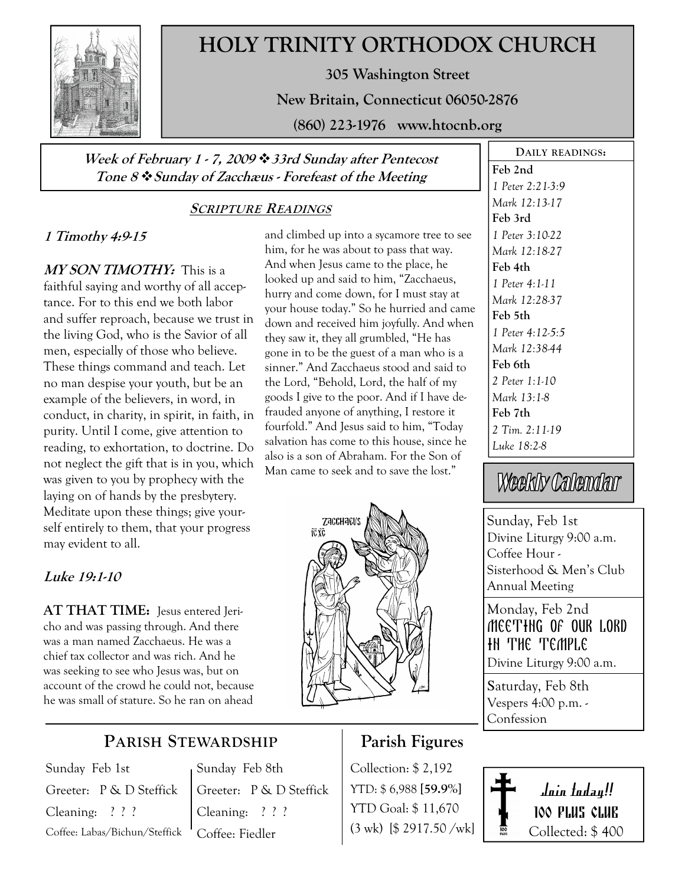# HOLY TRINITY ORTHODOX CHURCH

**305 Washington Street**

**New Britain, Connecticut 06050-2876**

**(860) 223-1976 www.htocnb.org**

***Week of February 1 - 7, 2009 ❖ 33rd Sunday after Pentecost***
***Tone 8 ❖ Sunday of Zacchæus - Forefeast of the Meeting***

## SCRIPTURE READINGS

### *1 Timothy 4:9-15*

***MY SON TIMOTHY:*** This is a faithful saying and worthy of all acceptance. For to this end we both labor and suffer reproach, because we trust in the living God, who is the Savior of all men, especially of those who believe. These things command and teach. Let no man despise your youth, but be an example of the believers, in word, in conduct, in charity, in spirit, in faith, in purity. Until I come, give attention to reading, to exhortation, to doctrine. Do not neglect the gift that is in you, which was given to you by prophecy with the laying on of hands by the presbytery. Meditate upon these things; give yourself entirely to them, that your progress may evident to all.

### *Luke 19:1-10*

**AT THAT TIME:** Jesus entered Jericho and was passing through. And there was a man named Zacchaeus. He was a chief tax collector and was rich. And he was seeking to see who Jesus was, but on account of the crowd he could not, because he was small of stature. So he ran on ahead and climbed up into a sycamore tree to see him, for he was about to pass that way. And when Jesus came to the place, he looked up and said to him, "Zacchaeus, hurry and come down, for I must stay at your house today." So he hurried and came down and received him joyfully. And when they saw it, they all grumbled, "He has gone in to be the guest of a man who is a sinner." And Zacchaeus stood and said to the Lord, "Behold, Lord, the half of my goods I give to the poor. And if I have defrauded anyone of anything, I restore it fourfold." And Jesus said to him, "Today salvation has come to this house, since he also is a son of Abraham. For the Son of Man came to seek and to save the lost."

## PARISH STEWARDSHIP

| Sunday Feb 1st | Sunday Feb 8th |
|---|---|
| Greeter: P & D Steffick | Greeter: P & D Steffick |
| Cleaning: ? ? ? | Cleaning: ? ? ? |
| Coffee: Labas/Bichun/Steffick | Coffee: Fiedler |

## Parish Figures

Collection: $ 2,192
YTD: $ 6,988 **[59.9%]**
YTD Goal: $ 11,670
(3 wk) [$ 2917.50 /wk]

**DAILY READINGS:**

**Feb 2nd**
*1 Peter 2:21-3:9*
*Mark 12:13-17*

**Feb 3rd**
*1 Peter 3:10-22*
*Mark 12:18-27*

**Feb 4th**
*1 Peter 4:1-11*
*Mark 12:28-37*

**Feb 5th**
*1 Peter 4:12-5:5*
*Mark 12:38-44*

**Feb 6th**
*2 Peter 1:1-10*
*Mark 13:1-8*

**Feb 7th**
*2 Tim. 2:11-19*
*Luke 18:2-8*

## Weekly Calendar

Sunday, Feb 1st
Divine Liturgy 9:00 a.m.
Coffee Hour -
Sisterhood & Men's Club
Annual Meeting

Monday, Feb 2nd
MEETING OF OUR LORD IN THE TEMPLE
Divine Liturgy 9:00 a.m.

Saturday, Feb 8th
Vespers 4:00 p.m. -
Confession

**Join today!!**
**100 PLUS CLUB**
Collected: $ 400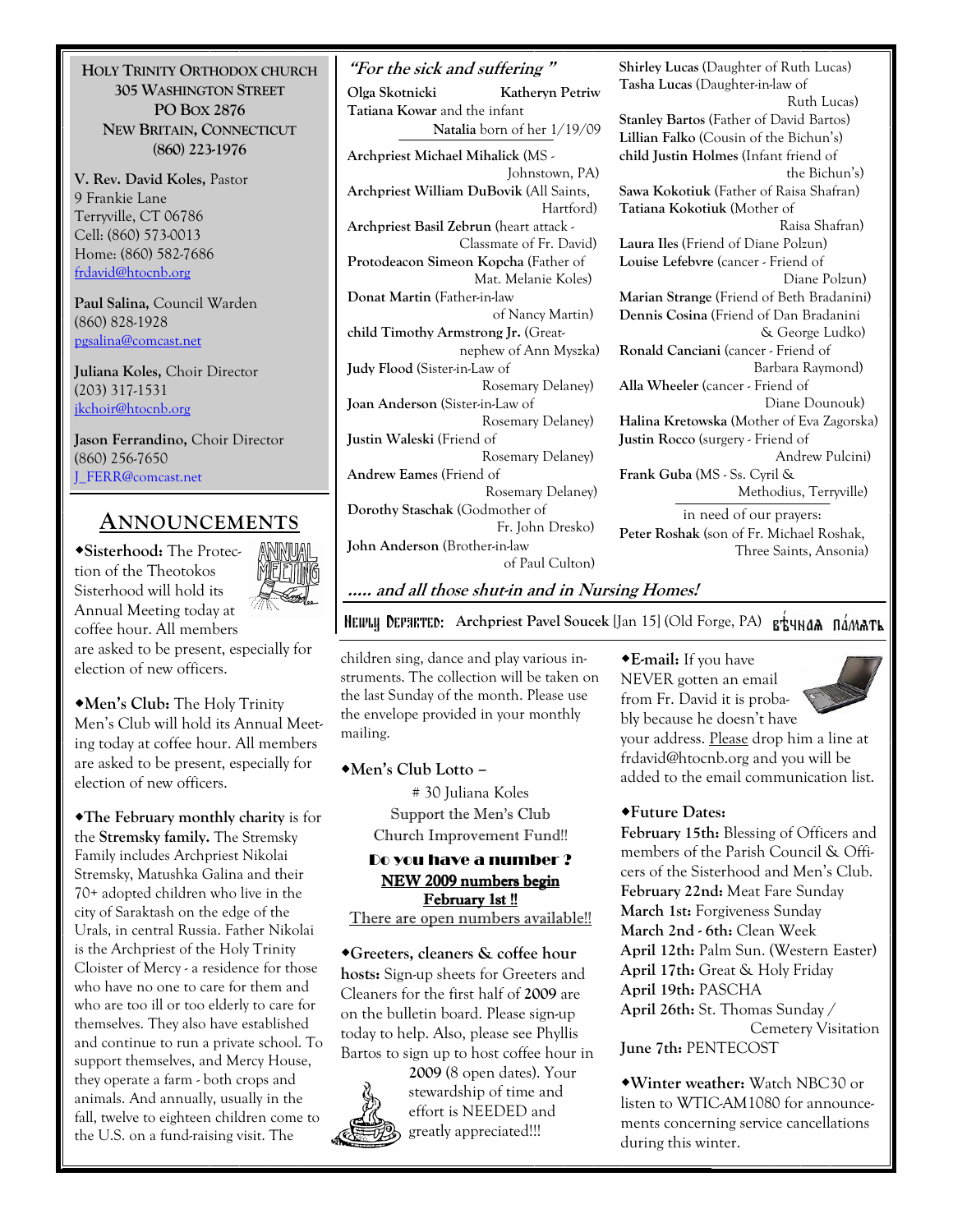**Holy Trinity Orthodox Church**
**305 Washington Street**
**PO Box 2876**
**New Britain, Connecticut**
**(860) 223-1976**

**V. Rev. David Koles,** Pastor
9 Frankie Lane
Terryville, CT 06786
Cell: (860) 573-0013
Home: (860) 582-7686
frdavid@htocnb.org

**Paul Salina,** Council Warden
(860) 828-1928
pgsalina@comcast.net

**Juliana Koles,** Choir Director
(203) 317-1531
jkchoir@htocnb.org

**Jason Ferrandino,** Choir Director
(860) 256-7650
J_FERR@comcast.net

## ANNOUNCEMENTS

◆**Sisterhood:** The Protection of the Theotokos Sisterhood will hold its Annual Meeting today at coffee hour. All members are asked to be present, especially for election of new officers.

◆**Men's Club:** The Holy Trinity Men's Club will hold its Annual Meeting today at coffee hour. All members are asked to be present, especially for election of new officers.

◆**The February monthly charity** is for the **Stremsky family.** The Stremsky Family includes Archpriest Nikolai Stremsky, Matushka Galina and their 70+ adopted children who live in the city of Saraktash on the edge of the Urals, in central Russia. Father Nikolai is the Archpriest of the Holy Trinity Cloister of Mercy - a residence for those who have no one to care for them and who are too ill or too elderly to care for themselves. They also have established and continue to run a private school. To support themselves, and Mercy House, they operate a farm - both crops and animals. And annually, usually in the fall, twelve to eighteen children come to the U.S. on a fund-raising visit. The children sing, dance and play various instruments. The collection will be taken on the last Sunday of the month. Please use the envelope provided in your monthly mailing.

### *"For the sick and suffering"*

**Olga Skotnicki**
**Katheryn Petriw**
**Tatiana Kowar** and the infant **Natalia** born of her 1/19/09
**Archpriest Michael Mihalick** (MS - Johnstown, PA)
**Archpriest William DuBovik** (All Saints, Hartford)
**Archpriest Basil Zebrun** (heart attack - Classmate of Fr. David)
**Protodeacon Simeon Kopcha** (Father of Mat. Melanie Koles)
**Donat Martin** (Father-in-law of Nancy Martin)
**child Timothy Armstrong Jr.** (Great-nephew of Ann Myszka)
**Judy Flood** (Sister-in-Law of Rosemary Delaney)
**Joan Anderson** (Sister-in-Law of Rosemary Delaney)
**Justin Waleski** (Friend of Rosemary Delaney)
**Andrew Eames** (Friend of Rosemary Delaney)
**Dorothy Staschak** (Godmother of Fr. John Dresko)
**John Anderson** (Brother-in-law of Paul Culton)
**Shirley Lucas** (Daughter of Ruth Lucas)
**Tasha Lucas** (Daughter-in-law of Ruth Lucas)
**Stanley Bartos** (Father of David Bartos)
**Lillian Falko** (Cousin of the Bichun's)
**child Justin Holmes** (Infant friend of the Bichun's)
**Sawa Kokotiuk** (Father of Raisa Shafran)
**Tatiana Kokotiuk** (Mother of Raisa Shafran)
**Laura Iles** (Friend of Diane Polzun)
**Louise Lefebvre** (cancer - Friend of Diane Polzun)
**Marian Strange** (Friend of Beth Bradanini)
**Dennis Cosina** (Friend of Dan Bradanini & George Ludko)
**Ronald Canciani** (cancer - Friend of Barbara Raymond)
**Alla Wheeler** (cancer - Friend of Diane Dounouk)
**Halina Kretowska** (Mother of Eva Zagorska)
**Justin Rocco** (surgery - Friend of Andrew Pulcini)
**Frank Guba** (MS - Ss. Cyril & Methodius, Terryville)

in need of our prayers:
**Peter Roshak** (son of Fr. Michael Roshak, Three Saints, Ansonia)

***..... and all those shut-in and in Nursing Homes!***

Newly Departed: **Archpriest Pavel Soucek** [Jan 15] (Old Forge, PA) Вѣчная память

◆**Men's Club Lotto –**

# 30 Juliana Koles
Support the Men's Club
Church Improvement Fund!!

**Do you have a number ?**
**NEW 2009 numbers begin February 1st !!**
There are open numbers available!!

◆**Greeters, cleaners & coffee hour hosts:** Sign-up sheets for Greeters and Cleaners for the first half of 2009 are on the bulletin board. Please sign-up today to help. Also, please see Phyllis Bartos to sign up to host coffee hour in 2009 (8 open dates). Your stewardship of time and effort is NEEDED and greatly appreciated!!!

◆**E-mail:** If you have NEVER gotten an email from Fr. David it is probably because he doesn't have your address. Please drop him a line at frdavid@htocnb.org and you will be added to the email communication list.

◆**Future Dates:**
**February 15th:** Blessing of Officers and members of the Parish Council & Officers of the Sisterhood and Men's Club.
**February 22nd:** Meat Fare Sunday
**March 1st:** Forgiveness Sunday
**March 2nd - 6th:** Clean Week
**April 12th:** Palm Sun. (Western Easter)
**April 17th:** Great & Holy Friday
**April 19th:** PASCHA
**April 26th:** St. Thomas Sunday / Cemetery Visitation
**June 7th:** PENTECOST

◆**Winter weather:** Watch NBC30 or listen to WTIC-AM1080 for announcements concerning service cancellations during this winter.